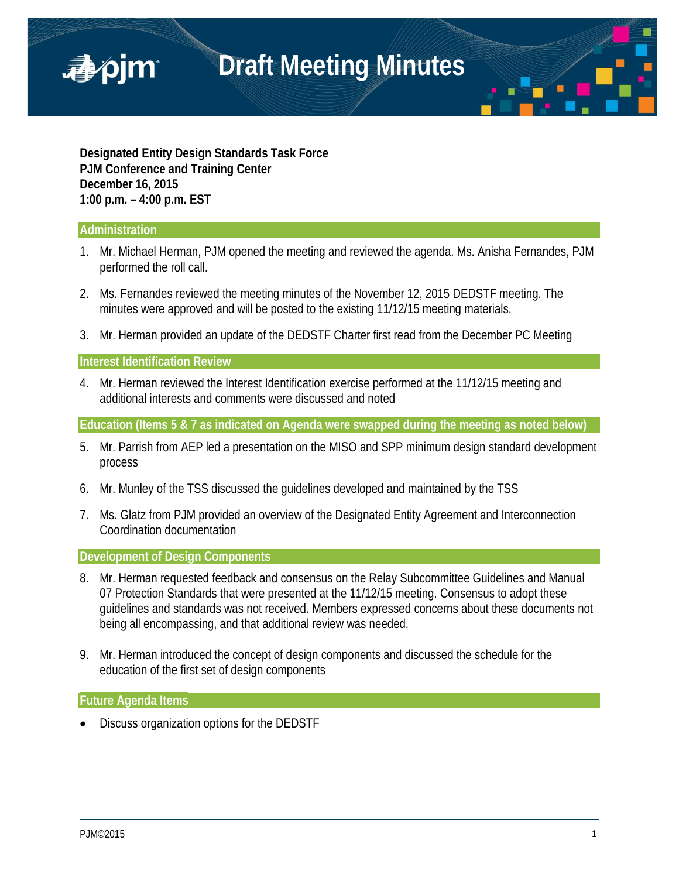# Draft Meeting Minutes

**Designated Entity Design Standards Task Force**
**PJM Conference and Training Center**
**December 16, 2015**
**1:00 p.m. – 4:00 p.m. EST**

## Administration

1. Mr. Michael Herman, PJM opened the meeting and reviewed the agenda. Ms. Anisha Fernandes, PJM performed the roll call.

2. Ms. Fernandes reviewed the meeting minutes of the November 12, 2015 DEDSTF meeting. The minutes were approved and will be posted to the existing 11/12/15 meeting materials.

3. Mr. Herman provided an update of the DEDSTF Charter first read from the December PC Meeting

## Interest Identification Review

4. Mr. Herman reviewed the Interest Identification exercise performed at the 11/12/15 meeting and additional interests and comments were discussed and noted

## Education (Items 5 & 7 as indicated on Agenda were swapped during the meeting as noted below)

5. Mr. Parrish from AEP led a presentation on the MISO and SPP minimum design standard development process

6. Mr. Munley of the TSS discussed the guidelines developed and maintained by the TSS

7. Ms. Glatz from PJM provided an overview of the Designated Entity Agreement and Interconnection Coordination documentation

## Development of Design Components

8. Mr. Herman requested feedback and consensus on the Relay Subcommittee Guidelines and Manual 07 Protection Standards that were presented at the 11/12/15 meeting. Consensus to adopt these guidelines and standards was not received. Members expressed concerns about these documents not being all encompassing, and that additional review was needed.

9. Mr. Herman introduced the concept of design components and discussed the schedule for the education of the first set of design components

## Future Agenda Items

- Discuss organization options for the DEDSTF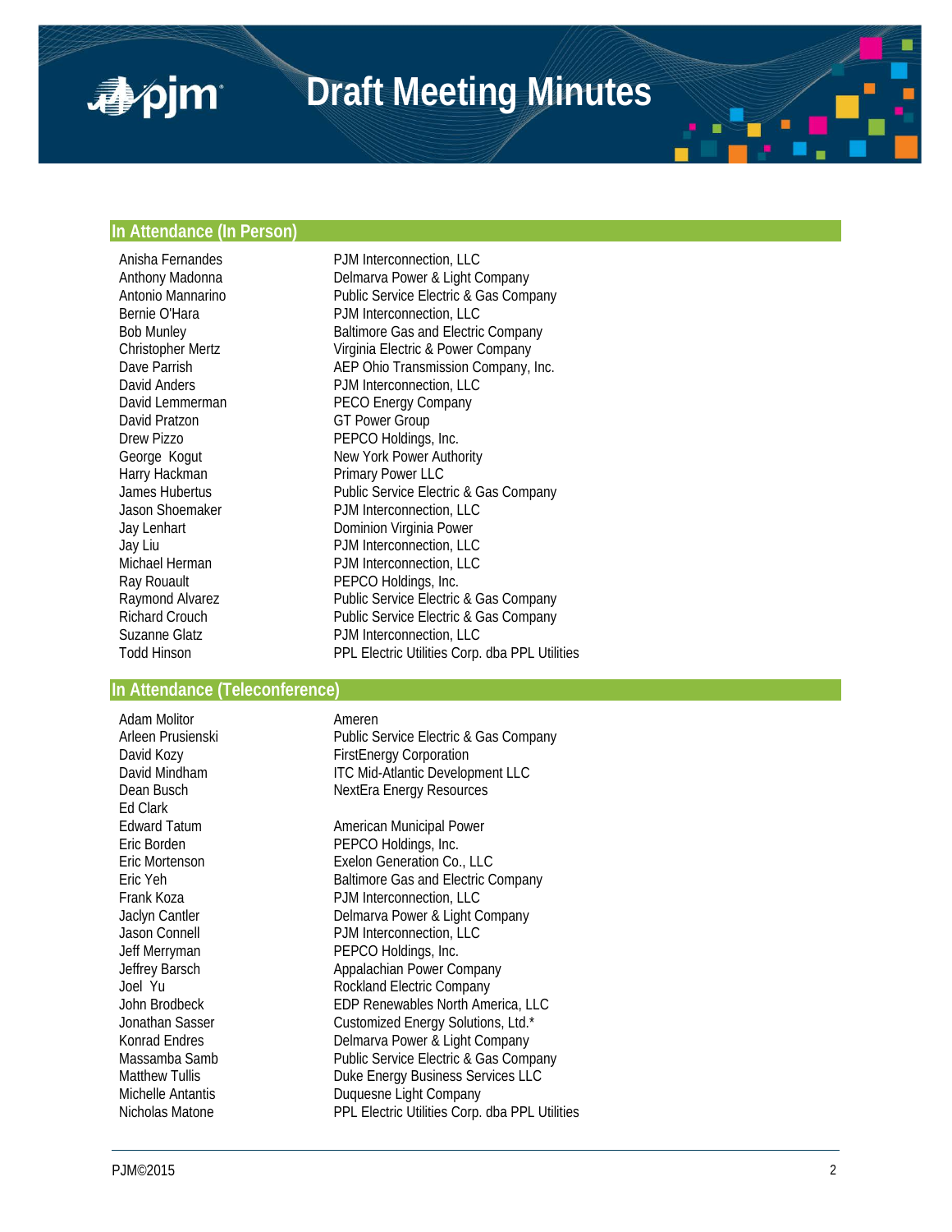# Draft Meeting Minutes

## In Attendance (In Person)

| | |
|---|---|
| Anisha Fernandes | PJM Interconnection, LLC |
| Anthony Madonna | Delmarva Power & Light Company |
| Antonio Mannarino | Public Service Electric & Gas Company |
| Bernie O'Hara | PJM Interconnection, LLC |
| Bob Munley | Baltimore Gas and Electric Company |
| Christopher Mertz | Virginia Electric & Power Company |
| Dave Parrish | AEP Ohio Transmission Company, Inc. |
| David Anders | PJM Interconnection, LLC |
| David Lemmerman | PECO Energy Company |
| David Pratzon | GT Power Group |
| Drew Pizzo | PEPCO Holdings, Inc. |
| George Kogut | New York Power Authority |
| Harry Hackman | Primary Power LLC |
| James Hubertus | Public Service Electric & Gas Company |
| Jason Shoemaker | PJM Interconnection, LLC |
| Jay Lenhart | Dominion Virginia Power |
| Jay Liu | PJM Interconnection, LLC |
| Michael Herman | PJM Interconnection, LLC |
| Ray Rouault | PEPCO Holdings, Inc. |
| Raymond Alvarez | Public Service Electric & Gas Company |
| Richard Crouch | Public Service Electric & Gas Company |
| Suzanne Glatz | PJM Interconnection, LLC |
| Todd Hinson | PPL Electric Utilities Corp. dba PPL Utilities |

## In Attendance (Teleconference)

| | |
|---|---|
| Adam Molitor | Ameren |
| Arleen Prusienski | Public Service Electric & Gas Company |
| David Kozy | FirstEnergy Corporation |
| David Mindham | ITC Mid-Atlantic Development LLC |
| Dean Busch | NextEra Energy Resources |
| Ed Clark | |
| Edward Tatum | American Municipal Power |
| Eric Borden | PEPCO Holdings, Inc. |
| Eric Mortenson | Exelon Generation Co., LLC |
| Eric Yeh | Baltimore Gas and Electric Company |
| Frank Koza | PJM Interconnection, LLC |
| Jaclyn Cantler | Delmarva Power & Light Company |
| Jason Connell | PJM Interconnection, LLC |
| Jeff Merryman | PEPCO Holdings, Inc. |
| Jeffrey Barsch | Appalachian Power Company |
| Joel Yu | Rockland Electric Company |
| John Brodbeck | EDP Renewables North America, LLC |
| Jonathan Sasser | Customized Energy Solutions, Ltd.* |
| Konrad Endres | Delmarva Power & Light Company |
| Massamba Samb | Public Service Electric & Gas Company |
| Matthew Tullis | Duke Energy Business Services LLC |
| Michelle Antantis | Duquesne Light Company |
| Nicholas Matone | PPL Electric Utilities Corp. dba PPL Utilities |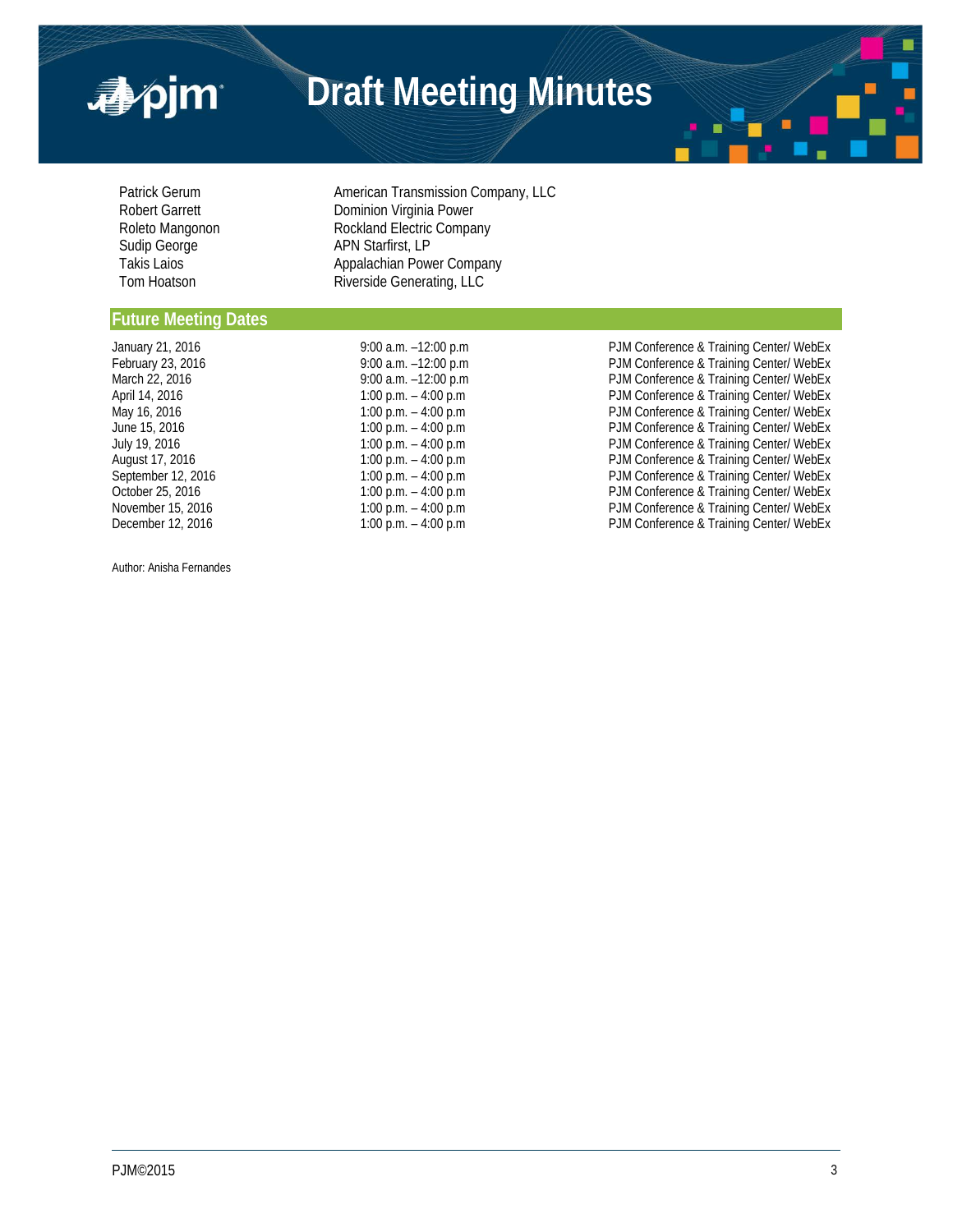| | |
|---|---|
| Patrick Gerum | American Transmission Company, LLC |
| Robert Garrett | Dominion Virginia Power |
| Roleto Mangonon | Rockland Electric Company |
| Sudip George | APN Starfirst, LP |
| Takis Laios | Appalachian Power Company |
| Tom Hoatson | Riverside Generating, LLC |

## Future Meeting Dates

| | | |
|---|---|---|
| January 21, 2016 | 9:00 a.m. –12:00 p.m | PJM Conference & Training Center/ WebEx |
| February 23, 2016 | 9:00 a.m. –12:00 p.m | PJM Conference & Training Center/ WebEx |
| March 22, 2016 | 9:00 a.m. –12:00 p.m | PJM Conference & Training Center/ WebEx |
| April 14, 2016 | 1:00 p.m. – 4:00 p.m | PJM Conference & Training Center/ WebEx |
| May 16, 2016 | 1:00 p.m. – 4:00 p.m | PJM Conference & Training Center/ WebEx |
| June 15, 2016 | 1:00 p.m. – 4:00 p.m | PJM Conference & Training Center/ WebEx |
| July 19, 2016 | 1:00 p.m. – 4:00 p.m | PJM Conference & Training Center/ WebEx |
| August 17, 2016 | 1:00 p.m. – 4:00 p.m | PJM Conference & Training Center/ WebEx |
| September 12, 2016 | 1:00 p.m. – 4:00 p.m | PJM Conference & Training Center/ WebEx |
| October 25, 2016 | 1:00 p.m. – 4:00 p.m | PJM Conference & Training Center/ WebEx |
| November 15, 2016 | 1:00 p.m. – 4:00 p.m | PJM Conference & Training Center/ WebEx |
| December 12, 2016 | 1:00 p.m. – 4:00 p.m | PJM Conference & Training Center/ WebEx |

Author: Anisha Fernandes